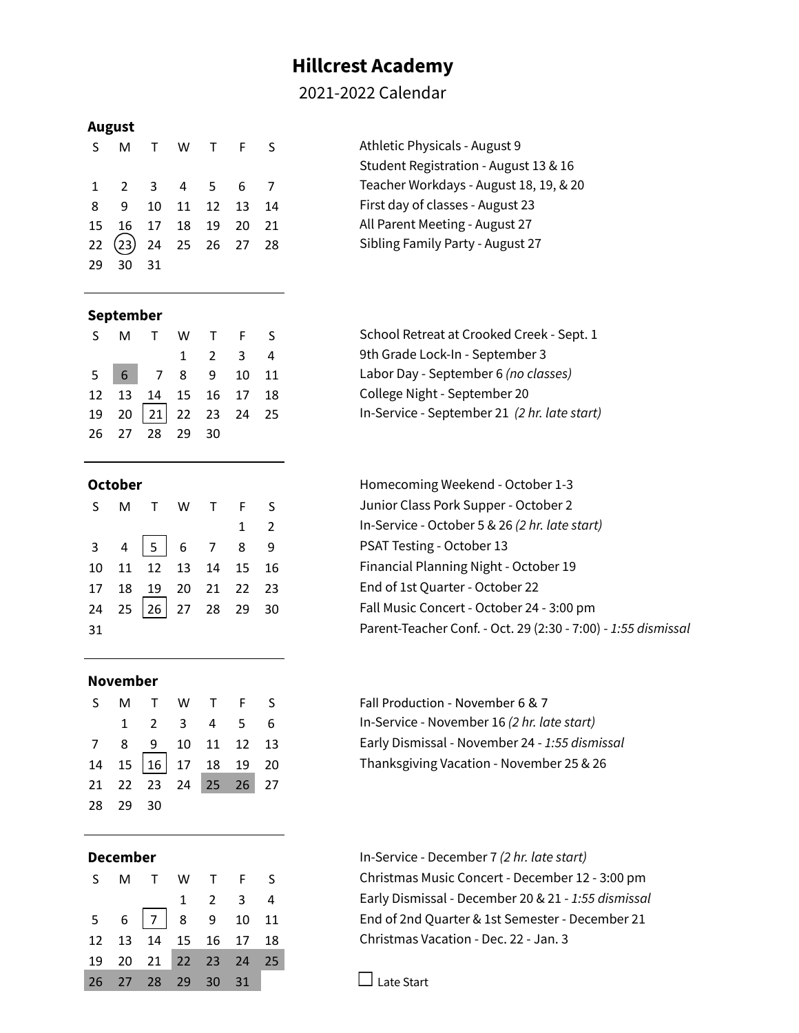# Hillcrest Academy

2021-2022 Calendar

## August

| S | M | T | W | T | F | S |
|---|---|---|---|---|---|---|
| 1 | 2 | 3 | 4 | 5 | 6 | 7 |
| 8 | 9 | 10 | 11 | 12 | 13 | 14 |
| 15 | 16 | 17 | 18 | 19 | 20 | 21 |
| 22 | 23 | 24 | 25 | 26 | 27 | 28 |
| 29 | 30 | 31 | | | | |

- Athletic Physicals - August 9
- Student Registration - August 13 & 16
- Teacher Workdays - August 18, 19, & 20
- First day of classes - August 23
- All Parent Meeting - August 27
- Sibling Family Party - August 27

## September

| S | M | T | W | T | F | S |
|---|---|---|---|---|---|---|
| | | | 1 | 2 | 3 | 4 |
| 5 | 6 | 7 | 8 | 9 | 10 | 11 |
| 12 | 13 | 14 | 15 | 16 | 17 | 18 |
| 19 | 20 | 21 | 22 | 23 | 24 | 25 |
| 26 | 27 | 28 | 29 | 30 | | |

- School Retreat at Crooked Creek - Sept. 1
- 9th Grade Lock-In - September 3
- Labor Day - September 6 *(no classes)*
- College Night - September 20
- In-Service - September 21 *(2 hr. late start)*

## October

| S | M | T | W | T | F | S |
|---|---|---|---|---|---|---|
| | | | | | 1 | 2 |
| 3 | 4 | 5 | 6 | 7 | 8 | 9 |
| 10 | 11 | 12 | 13 | 14 | 15 | 16 |
| 17 | 18 | 19 | 20 | 21 | 22 | 23 |
| 24 | 25 | 26 | 27 | 28 | 29 | 30 |
| 31 | | | | | | |

- Homecoming Weekend - October 1-3
- Junior Class Pork Supper - October 2
- In-Service - October 5 & 26 *(2 hr. late start)*
- PSAT Testing - October 13
- Financial Planning Night - October 19
- End of 1st Quarter - October 22
- Fall Music Concert - October 24 - 3:00 pm
- Parent-Teacher Conf. - Oct. 29 (2:30 - 7:00) - *1:55 dismissal*

## November

| S | M | T | W | T | F | S |
|---|---|---|---|---|---|---|
| | 1 | 2 | 3 | 4 | 5 | 6 |
| 7 | 8 | 9 | 10 | 11 | 12 | 13 |
| 14 | 15 | 16 | 17 | 18 | 19 | 20 |
| 21 | 22 | 23 | 24 | 25 | 26 | 27 |
| 28 | 29 | 30 | | | | |

- Fall Production - November 6 & 7
- In-Service - November 16 *(2 hr. late start)*
- Early Dismissal - November 24 - *1:55 dismissal*
- Thanksgiving Vacation - November 25 & 26

## December

| S | M | T | W | T | F | S |
|---|---|---|---|---|---|---|
| | | | 1 | 2 | 3 | 4 |
| 5 | 6 | 7 | 8 | 9 | 10 | 11 |
| 12 | 13 | 14 | 15 | 16 | 17 | 18 |
| 19 | 20 | 21 | 22 | 23 | 24 | 25 |
| 26 | 27 | 28 | 29 | 30 | 31 | |

- In-Service - December 7 *(2 hr. late start)*
- Christmas Music Concert - December 12 - 3:00 pm
- Early Dismissal - December 20 & 21 - *1:55 dismissal*
- End of 2nd Quarter & 1st Semester - December 21
- Christmas Vacation - Dec. 22 - Jan. 3

☐ Late Start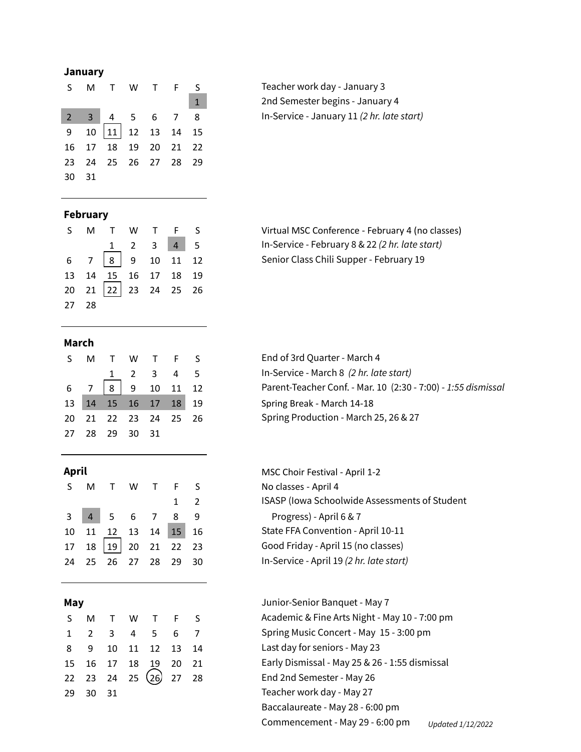## January

| S | M | T | W | T | F | S |
|---|---|---|---|---|---|---|
| | | | | | | 1 |
| 2 | 3 | 4 | 5 | 6 | 7 | 8 |
| 9 | 10 | 11 | 12 | 13 | 14 | 15 |
| 16 | 17 | 18 | 19 | 20 | 21 | 22 |
| 23 | 24 | 25 | 26 | 27 | 28 | 29 |
| 30 | 31 | | | | | |

Teacher work day - January 3
2nd Semester begins - January 4
In-Service - January 11 *(2 hr. late start)*

## February

| S | M | T | W | T | F | S |
|---|---|---|---|---|---|---|
| | | 1 | 2 | 3 | 4 | 5 |
| 6 | 7 | 8 | 9 | 10 | 11 | 12 |
| 13 | 14 | 15 | 16 | 17 | 18 | 19 |
| 20 | 21 | 22 | 23 | 24 | 25 | 26 |
| 27 | 28 | | | | | |

Virtual MSC Conference - February 4 (no classes)
In-Service - February 8 & 22 *(2 hr. late start)*
Senior Class Chili Supper - February 19

## March

| S | M | T | W | T | F | S |
|---|---|---|---|---|---|---|
| | | 1 | 2 | 3 | 4 | 5 |
| 6 | 7 | 8 | 9 | 10 | 11 | 12 |
| 13 | 14 | 15 | 16 | 17 | 18 | 19 |
| 20 | 21 | 22 | 23 | 24 | 25 | 26 |
| 27 | 28 | 29 | 30 | 31 | | |

End of 3rd Quarter - March 4
In-Service - March 8 *(2 hr. late start)*
Parent-Teacher Conf. - Mar. 10 (2:30 - 7:00) - *1:55 dismissal*
Spring Break - March 14-18
Spring Production - March 25, 26 & 27

## April

| S | M | T | W | T | F | S |
|---|---|---|---|---|---|---|
| | | | | | 1 | 2 |
| 3 | 4 | 5 | 6 | 7 | 8 | 9 |
| 10 | 11 | 12 | 13 | 14 | 15 | 16 |
| 17 | 18 | 19 | 20 | 21 | 22 | 23 |
| 24 | 25 | 26 | 27 | 28 | 29 | 30 |

MSC Choir Festival - April 1-2
No classes - April 4
ISASP (Iowa Schoolwide Assessments of Student Progress) - April 6 & 7
State FFA Convention - April 10-11
Good Friday - April 15 (no classes)
In-Service - April 19 *(2 hr. late start)*

## May

| S | M | T | W | T | F | S |
|---|---|---|---|---|---|---|
| 1 | 2 | 3 | 4 | 5 | 6 | 7 |
| 8 | 9 | 10 | 11 | 12 | 13 | 14 |
| 15 | 16 | 17 | 18 | 19 | 20 | 21 |
| 22 | 23 | 24 | 25 | 26 | 27 | 28 |
| 29 | 30 | 31 | | | | |

Junior-Senior Banquet - May 7
Academic & Fine Arts Night - May 10 - 7:00 pm
Spring Music Concert - May 15 - 3:00 pm
Last day for seniors - May 23
Early Dismissal - May 25 & 26 - 1:55 dismissal
End 2nd Semester - May 26
Teacher work day - May 27
Baccalaureate - May 28 - 6:00 pm
Commencement - May 29 - 6:00 pm

*Updated 1/12/2022*